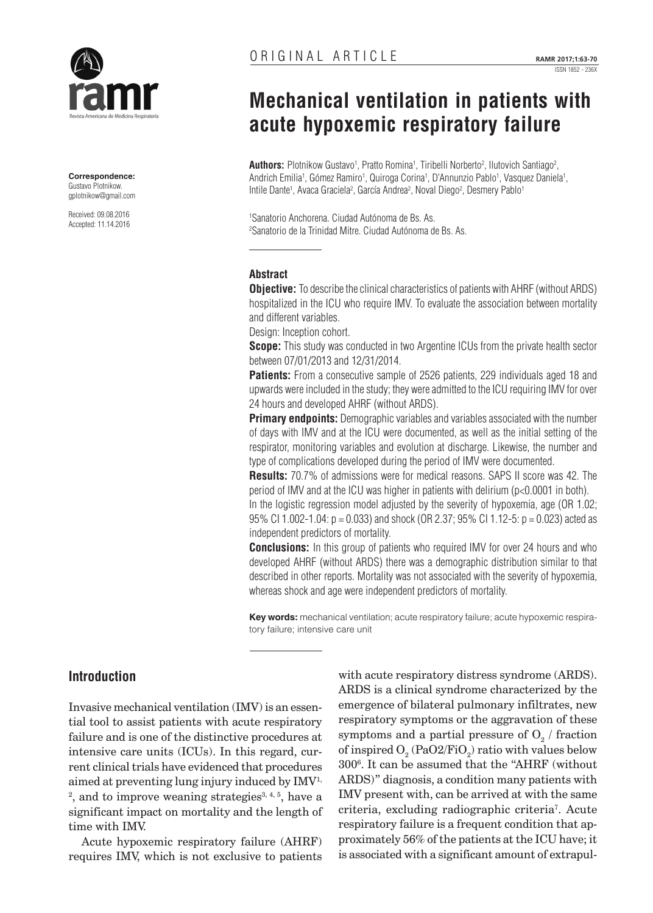ORIGINAL ARTICLE

# Mechanical ventilation in patients with acute hypoxemic respiratory failure

**Authors:** Plotnikow Gustavo[1], Pratto Romina[1], Tiribelli Norberto[2], Ilutovich Santiago[2], Andrich Emilia[1], Gómez Ramiro[1], Quiroga Corina[1], D'Annunzio Pablo[1], Vasquez Daniela[1], Intile Dante[1], Avaca Graciela[2], García Andrea[2], Noval Diego[2], Desmery Pablo[1]

[1]Sanatorio Anchorena. Ciudad Autónoma de Bs. As.
[2]Sanatorio de la Trinidad Mitre. Ciudad Autónoma de Bs. As.

**Correspondence:**
Gustavo Plotnikow.
gplotnikow@gmail.com

Received: 09.08.2016
Accepted: 11.14.2016

### Abstract

**Objective:** To describe the clinical characteristics of patients with AHRF (without ARDS) hospitalized in the ICU who require IMV. To evaluate the association between mortality and different variables.

Design: Inception cohort.

**Scope:** This study was conducted in two Argentine ICUs from the private health sector between 07/01/2013 and 12/31/2014.

**Patients:** From a consecutive sample of 2526 patients, 229 individuals aged 18 and upwards were included in the study; they were admitted to the ICU requiring IMV for over 24 hours and developed AHRF (without ARDS).

**Primary endpoints:** Demographic variables and variables associated with the number of days with IMV and at the ICU were documented, as well as the initial setting of the respirator, monitoring variables and evolution at discharge. Likewise, the number and type of complications developed during the period of IMV were documented.

**Results:** 70.7% of admissions were for medical reasons. SAPS II score was 42. The period of IMV and at the ICU was higher in patients with delirium ($p<0.0001$ in both). In the logistic regression model adjusted by the severity of hypoxemia, age (OR 1.02; 95% CI 1.002-1.04: $p = 0.033$) and shock (OR 2.37; 95% CI 1.12-5: $p = 0.023$) acted as independent predictors of mortality.

**Conclusions:** In this group of patients who required IMV for over 24 hours and who developed AHRF (without ARDS) there was a demographic distribution similar to that described in other reports. Mortality was not associated with the severity of hypoxemia, whereas shock and age were independent predictors of mortality.

**Key words:** mechanical ventilation; acute respiratory failure; acute hypoxemic respiratory failure; intensive care unit

## Introduction

Invasive mechanical ventilation (IMV) is an essential tool to assist patients with acute respiratory failure and is one of the distinctive procedures at intensive care units (ICUs). In this regard, current clinical trials have evidenced that procedures aimed at preventing lung injury induced by IMV[1, 2], and to improve weaning strategies[3, 4, 5], have a significant impact on mortality and the length of time with IMV.

Acute hypoxemic respiratory failure (AHRF) requires IMV, which is not exclusive to patients with acute respiratory distress syndrome (ARDS). ARDS is a clinical syndrome characterized by the emergence of bilateral pulmonary infiltrates, new respiratory symptoms or the aggravation of these symptoms and a partial pressure of $O_2$ / fraction of inspired $O_2$ ($PaO_2/FiO_2$) ratio with values below 300[6]. It can be assumed that the "AHRF (without ARDS)" diagnosis, a condition many patients with IMV present with, can be arrived at with the same criteria, excluding radiographic criteria[7]. Acute respiratory failure is a frequent condition that approximately 56% of the patients at the ICU have; it is associated with a significant amount of extrapul-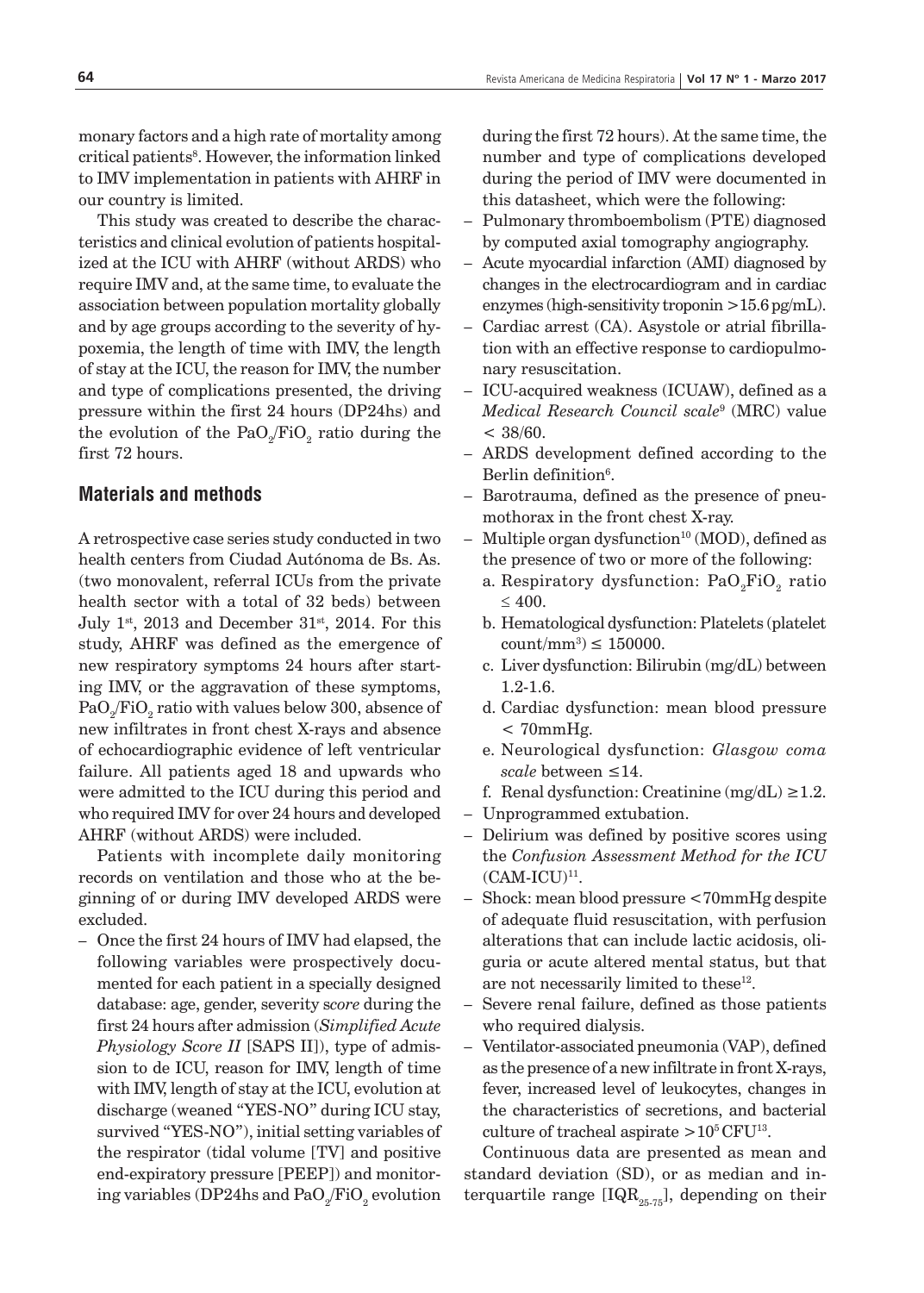monary factors and a high rate of mortality among critical patients[8]. However, the information linked to IMV implementation in patients with AHRF in our country is limited.

This study was created to describe the characteristics and clinical evolution of patients hospitalized at the ICU with AHRF (without ARDS) who require IMV and, at the same time, to evaluate the association between population mortality globally and by age groups according to the severity of hypoxemia, the length of time with IMV, the length of stay at the ICU, the reason for IMV, the number and type of complications presented, the driving pressure within the first 24 hours (DP24hs) and the evolution of the $PaO_2/FiO_2$ ratio during the first 72 hours.

## Materials and methods

A retrospective case series study conducted in two health centers from Ciudad Autónoma de Bs. As. (two monovalent, referral ICUs from the private health sector with a total of 32 beds) between July 1st, 2013 and December 31st, 2014. For this study, AHRF was defined as the emergence of new respiratory symptoms 24 hours after starting IMV, or the aggravation of these symptoms, $PaO_2/FiO_2$ ratio with values below 300, absence of new infiltrates in front chest X-rays and absence of echocardiographic evidence of left ventricular failure. All patients aged 18 and upwards who were admitted to the ICU during this period and who required IMV for over 24 hours and developed AHRF (without ARDS) were included.

Patients with incomplete daily monitoring records on ventilation and those who at the beginning of or during IMV developed ARDS were excluded.

- Once the first 24 hours of IMV had elapsed, the following variables were prospectively documented for each patient in a specially designed database: age, gender, severity s*core* during the first 24 hours after admission (*Simplified Acute Physiology Score II* [SAPS II]), type of admission to de ICU, reason for IMV, length of time with IMV, length of stay at the ICU, evolution at discharge (weaned "YES-NO" during ICU stay, survived "YES-NO"), initial setting variables of the respirator (tidal volume [TV] and positive end-expiratory pressure [PEEP]) and monitoring variables (DP24hs and $PaO_2/FiO_2$ evolution during the first 72 hours). At the same time, the number and type of complications developed during the period of IMV were documented in this datasheet, which were the following:
- Pulmonary thromboembolism (PTE) diagnosed by computed axial tomography angiography.
- Acute myocardial infarction (AMI) diagnosed by changes in the electrocardiogram and in cardiac enzymes (high-sensitivity troponin >15.6 pg/mL).
- Cardiac arrest (CA). Asystole or atrial fibrillation with an effective response to cardiopulmonary resuscitation.
- ICU-acquired weakness (ICUAW), defined as a *Medical Research Council scale*[9] (MRC) value < 38/60.
- ARDS development defined according to the Berlin definition[6].
- Barotrauma, defined as the presence of pneumothorax in the front chest X-ray.
- Multiple organ dysfunction[10] (MOD), defined as the presence of two or more of the following:
  a. Respiratory dysfunction: $PaO_2FiO_2$ ratio $\leq 400$.
  b. Hematological dysfunction: Platelets (platelet count/mm$^3$) ≤ 150000.
  c. Liver dysfunction: Bilirubin (mg/dL) between 1.2-1.6.
  d. Cardiac dysfunction: mean blood pressure < 70mmHg.
  e. Neurological dysfunction: *Glasgow coma scale* between ≤14.
  f. Renal dysfunction: Creatinine (mg/dL) ≥1.2.
- Unprogrammed extubation.
- Delirium was defined by positive scores using the *Confusion Assessment Method for the ICU* (CAM-ICU)[11].
- Shock: mean blood pressure <70mmHg despite of adequate fluid resuscitation, with perfusion alterations that can include lactic acidosis, oliguria or acute altered mental status, but that are not necessarily limited to these[12].
- Severe renal failure, defined as those patients who required dialysis.
- Ventilator-associated pneumonia (VAP), defined as the presence of a new infiltrate in front X-rays, fever, increased level of leukocytes, changes in the characteristics of secretions, and bacterial culture of tracheal aspirate >$10^5$ CFU[13].

Continuous data are presented as mean and standard deviation (SD), or as median and interquartile range [$IQR_{25\text{-}75}$], depending on their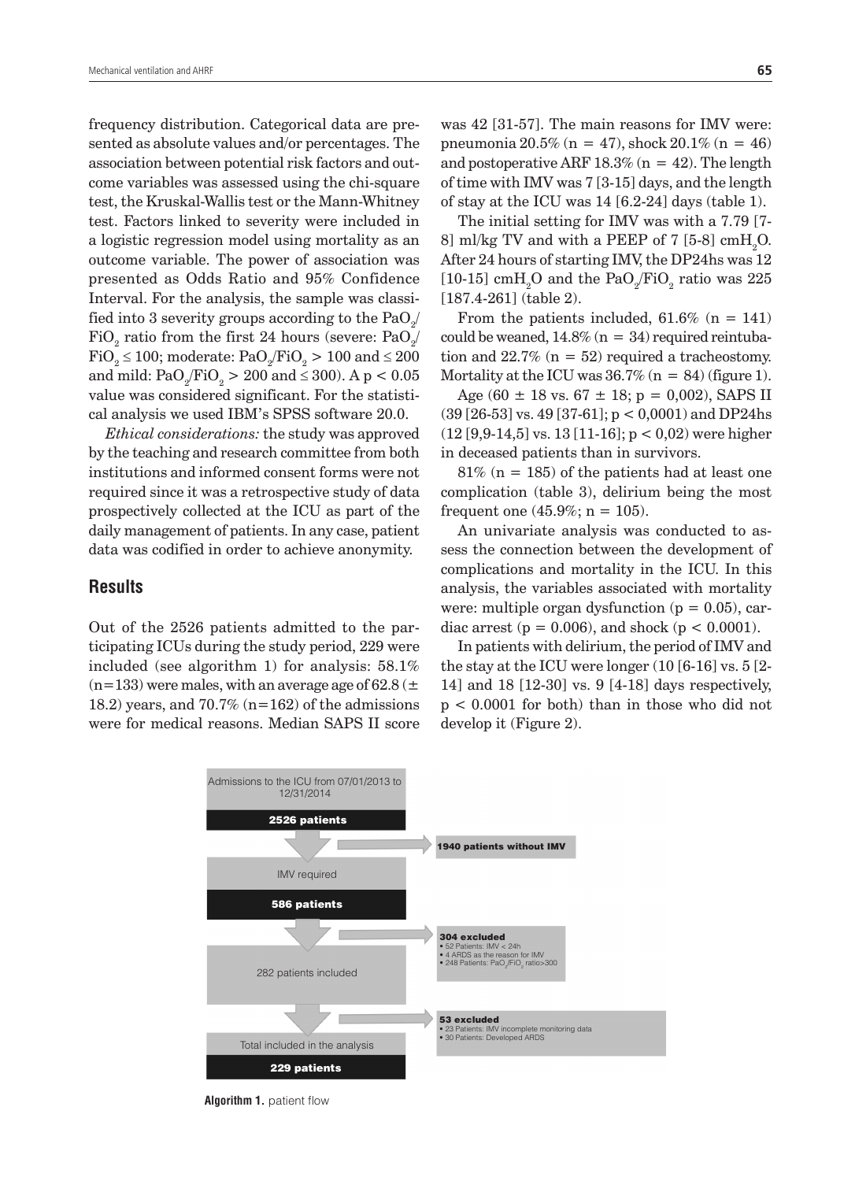frequency distribution. Categorical data are presented as absolute values and/or percentages. The association between potential risk factors and outcome variables was assessed using the chi-square test, the Kruskal-Wallis test or the Mann-Whitney test. Factors linked to severity were included in a logistic regression model using mortality as an outcome variable. The power of association was presented as Odds Ratio and 95% Confidence Interval. For the analysis, the sample was classified into 3 severity groups according to the $PaO_2/FiO_2$ ratio from the first 24 hours (severe: $PaO_2/FiO_2 \leq 100$; moderate: $PaO_2/FiO_2 > 100$ and $\leq 200$ and mild: $PaO_2/FiO_2 > 200$ and $\leq 300$). A $p < 0.05$ value was considered significant. For the statistical analysis we used IBM's SPSS software 20.0.

*Ethical considerations:* the study was approved by the teaching and research committee from both institutions and informed consent forms were not required since it was a retrospective study of data prospectively collected at the ICU as part of the daily management of patients. In any case, patient data was codified in order to achieve anonymity.

## Results

Out of the 2526 patients admitted to the participating ICUs during the study period, 229 were included (see algorithm 1) for analysis: 58.1% (n=133) were males, with an average age of 62.8 (± 18.2) years, and 70.7% (n=162) of the admissions were for medical reasons. Median SAPS II score was 42 [31-57]. The main reasons for IMV were: pneumonia 20.5% (n = 47), shock 20.1% (n = 46) and postoperative ARF 18.3% (n = 42). The length of time with IMV was 7 [3-15] days, and the length of stay at the ICU was 14 [6.2-24] days (table 1).

The initial setting for IMV was with a 7.79 [7-8] ml/kg TV and with a PEEP of 7 [5-8] $cmH_2O$. After 24 hours of starting IMV, the DP24hs was 12 [10-15] $cmH_2O$ and the $PaO_2/FiO_2$ ratio was 225 [187.4-261] (table 2).

From the patients included, 61.6% (n = 141) could be weaned, 14.8% (n = 34) required reintubation and 22.7% (n = 52) required a tracheostomy. Mortality at the ICU was 36.7% (n = 84) (figure 1).

Age (60 ± 18 vs. 67 ± 18; p = 0,002), SAPS II (39 [26-53] vs. 49 [37-61]; p < 0,0001) and DP24hs (12 [9,9-14,5] vs. 13 [11-16]; p < 0,02) were higher in deceased patients than in survivors.

81% (n = 185) of the patients had at least one complication (table 3), delirium being the most frequent one (45.9%; n = 105).

An univariate analysis was conducted to assess the connection between the development of complications and mortality in the ICU. In this analysis, the variables associated with mortality were: multiple organ dysfunction (p = 0.05), cardiac arrest (p = 0.006), and shock (p < 0.0001).

In patients with delirium, the period of IMV and the stay at the ICU were longer (10 [6-16] vs. 5 [2-14] and 18 [12-30] vs. 9 [4-18] days respectively, p < 0.0001 for both) than in those who did not develop it (Figure 2).

Admissions to the ICU from 07/01/2013 to 12/31/2014
**2526 patients**
→ **1940 patients without IMV**

IMV required
**586 patients**
→ **304 excluded**
- 52 Patients: IMV < 24h
- 4 ARDS as the reason for IMV
- 248 Patients: $PaO_2/FiO_2$ ratio>300

282 patients included
→ **53 excluded**
- 23 Patients: IMV incomplete monitoring data
- 30 Patients: Developed ARDS

Total included in the analysis
**229 patients**

**Algorithm 1.** patient flow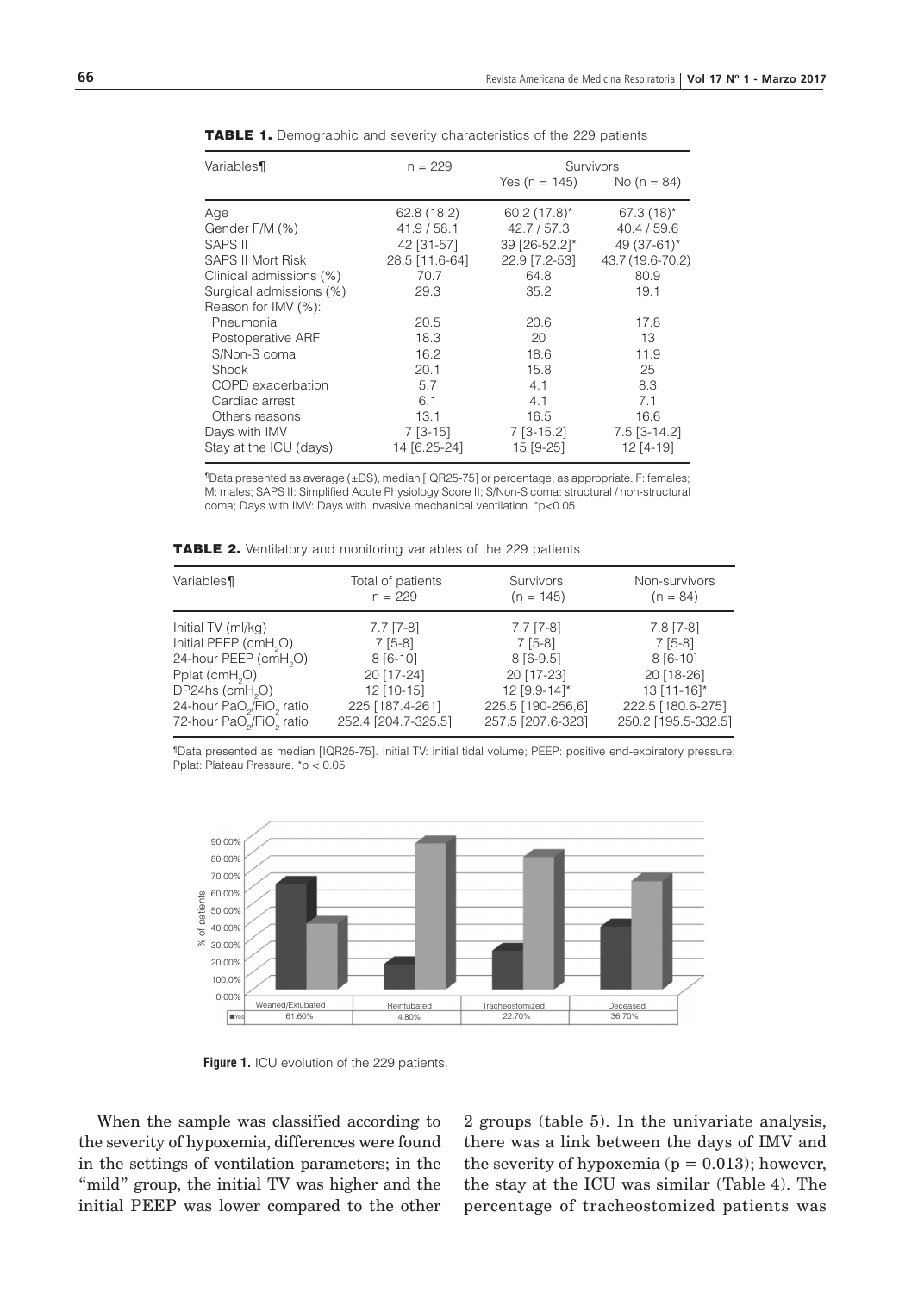**TABLE 1.** Demographic and severity characteristics of the 229 patients

| Variables¶ | n = 229 | Survivors | |
|---|---|---|---|
| | | Yes (n = 145) | No (n = 84) |
| Age | 62.8 (18.2) | 60.2 (17.8)* | 67.3 (18)* |
| Gender F/M (%) | 41.9 / 58.1 | 42.7 / 57.3 | 40.4 / 59.6 |
| SAPS II | 42 [31-57] | 39 [26-52.2]* | 49 (37-61)* |
| SAPS II Mort Risk | 28.5 [11.6-64] | 22.9 [7.2-53] | 43.7 (19.6-70.2) |
| Clinical admissions (%) | 70.7 | 64.8 | 80.9 |
| Surgical admissions (%) | 29.3 | 35.2 | 19.1 |
| Reason for IMV (%): | | | |
| Pneumonia | 20.5 | 20.6 | 17.8 |
| Postoperative ARF | 18.3 | 20 | 13 |
| S/Non-S coma | 16.2 | 18.6 | 11.9 |
| Shock | 20.1 | 15.8 | 25 |
| COPD exacerbation | 5.7 | 4.1 | 8.3 |
| Cardiac arrest | 6.1 | 4.1 | 7.1 |
| Others reasons | 13.1 | 16.5 | 16.6 |
| Days with IMV | 7 [3-15] | 7 [3-15.2] | 7.5 [3-14.2] |
| Stay at the ICU (days) | 14 [6.25-24] | 15 [9-25] | 12 [4-19] |

¶Data presented as average (±DS), median [IQR25-75] or percentage, as appropriate. F: females; M: males; SAPS II: Simplified Acute Physiology Score II; S/Non-S coma: structural / non-structural coma; Days with IMV: Days with invasive mechanical ventilation. *p<0.05

**TABLE 2.** Ventilatory and monitoring variables of the 229 patients

| Variables¶ | Total of patients n = 229 | Survivors (n = 145) | Non-survivors (n = 84) |
|---|---|---|---|
| Initial TV (ml/kg) | 7.7 [7-8] | 7.7 [7-8] | 7.8 [7-8] |
| Initial PEEP ($cmH_2O$) | 7 [5-8] | 7 [5-8] | 7 [5-8] |
| 24-hour PEEP ($cmH_2O$) | 8 [6-10] | 8 [6-9.5] | 8 [6-10] |
| Pplat ($cmH_2O$) | 20 [17-24] | 20 [17-23] | 20 [18-26] |
| DP24hs ($cmH_2O$) | 12 [10-15] | 12 [9.9-14]* | 13 [11-16]* |
| 24-hour $PaO_2/FiO_2$ ratio | 225 [187.4-261] | 225.5 [190-256,6] | 222.5 [180.6-275] |
| 72-hour $PaO_2/FiO_2$ ratio | 252.4 [204.7-325.5] | 257.5 [207.6-323] | 250.2 [195.5-332.5] |

¶Data presented as median [IQR25-75]. Initial TV: initial tidal volume; PEEP: positive end-expiratory pressure; Pplat: Plateau Pressure. *p < 0.05

| | Weaned/Extubated | Reintubated | Tracheostomized | Deceased |
|---|---|---|---|---|
| Yes | 61.60% | 14.80% | 22.70% | 36.70% |

**Figure 1.** ICU evolution of the 229 patients.

When the sample was classified according to the severity of hypoxemia, differences were found in the settings of ventilation parameters; in the "mild" group, the initial TV was higher and the initial PEEP was lower compared to the other 2 groups (table 5). In the univariate analysis, there was a link between the days of IMV and the severity of hypoxemia (p = 0.013); however, the stay at the ICU was similar (Table 4). The percentage of tracheostomized patients was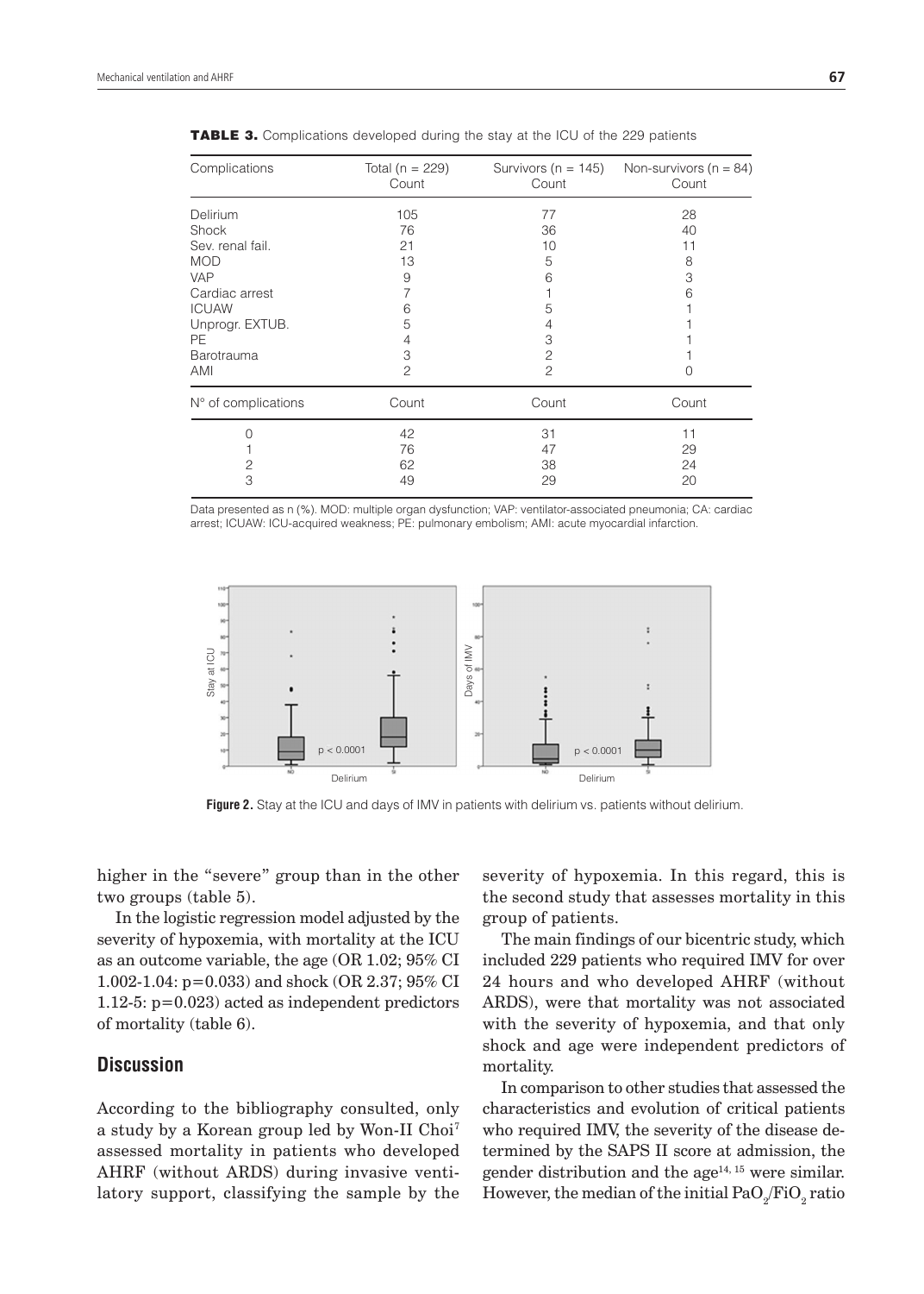**TABLE 3.** Complications developed during the stay at the ICU of the 229 patients

| Complications | Total (n = 229) Count | Survivors (n = 145) Count | Non-survivors (n = 84) Count |
|---|---|---|---|
| Delirium | 105 | 77 | 28 |
| Shock | 76 | 36 | 40 |
| Sev. renal fail. | 21 | 10 | 11 |
| MOD | 13 | 5 | 8 |
| VAP | 9 | 6 | 3 |
| Cardiac arrest | 7 | 1 | 6 |
| ICUAW | 6 | 5 | 1 |
| Unprogr. EXTUB. | 5 | 4 | 1 |
| PE | 4 | 3 | 1 |
| Barotrauma | 3 | 2 | 1 |
| AMI | 2 | 2 | 0 |
| N° of complications | Count | Count | Count |
| 0 | 42 | 31 | 11 |
| 1 | 76 | 47 | 29 |
| 2 | 62 | 38 | 24 |
| 3 | 49 | 29 | 20 |

Data presented as n (%). MOD: multiple organ dysfunction; VAP: ventilator-associated pneumonia; CA: cardiac arrest; ICUAW: ICU-acquired weakness; PE: pulmonary embolism; AMI: acute myocardial infarction.

**Figure 2.** Stay at the ICU and days of IMV in patients with delirium vs. patients without delirium.

higher in the "severe" group than in the other two groups (table 5).

In the logistic regression model adjusted by the severity of hypoxemia, with mortality at the ICU as an outcome variable, the age (OR 1.02; 95% CI 1.002-1.04: p=0.033) and shock (OR 2.37; 95% CI 1.12-5: p=0.023) acted as independent predictors of mortality (table 6).

## Discussion

According to the bibliography consulted, only a study by a Korean group led by Won-Il Choi[7] assessed mortality in patients who developed AHRF (without ARDS) during invasive ventilatory support, classifying the sample by the severity of hypoxemia. In this regard, this is the second study that assesses mortality in this group of patients.

The main findings of our bicentric study, which included 229 patients who required IMV for over 24 hours and who developed AHRF (without ARDS), were that mortality was not associated with the severity of hypoxemia, and that only shock and age were independent predictors of mortality.

In comparison to other studies that assessed the characteristics and evolution of critical patients who required IMV, the severity of the disease determined by the SAPS II score at admission, the gender distribution and the age[14, 15] were similar. However, the median of the initial $PaO_2/FiO_2$ ratio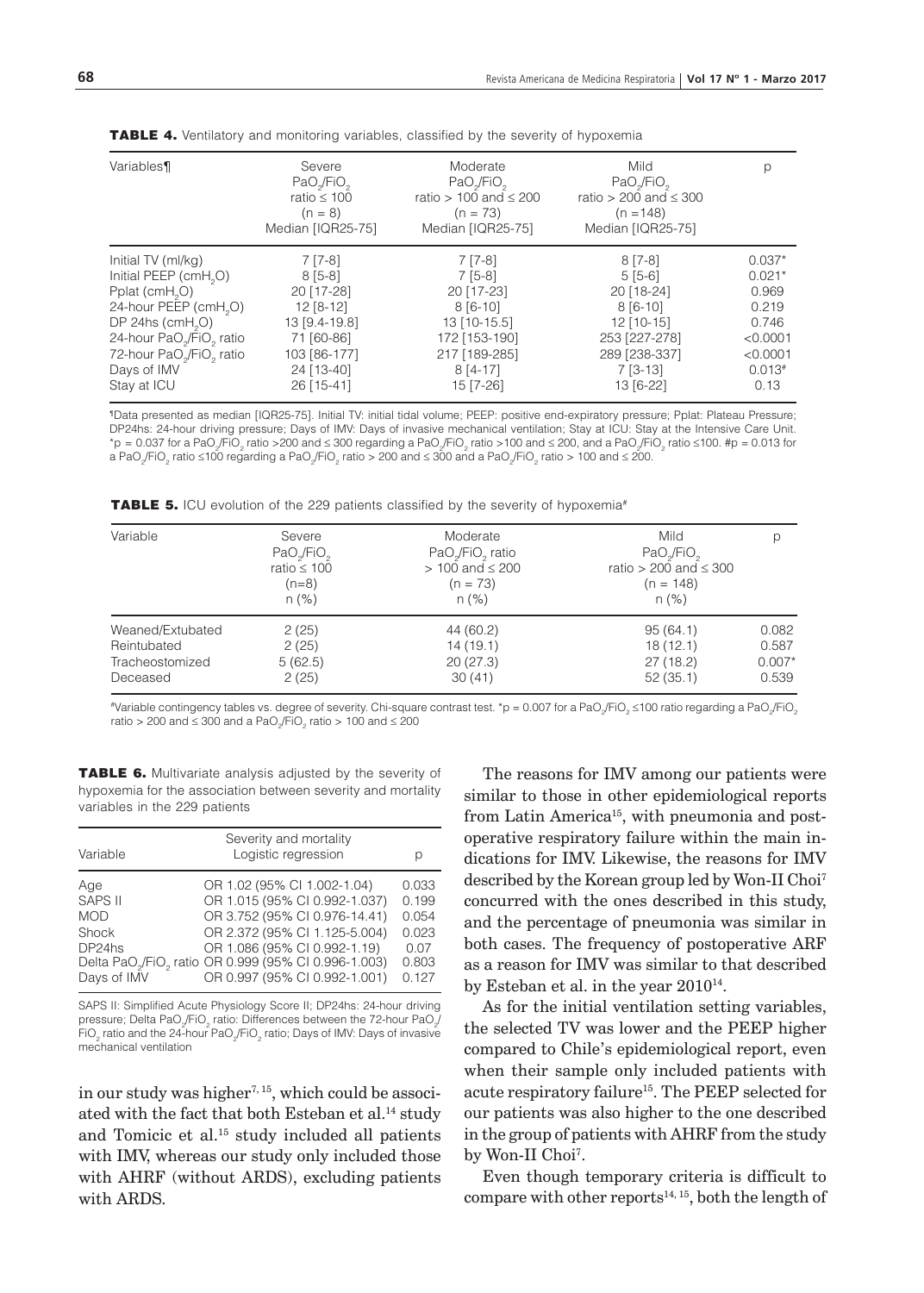**TABLE 4.** Ventilatory and monitoring variables, classified by the severity of hypoxemia

| Variables¶ | Severe $PaO_2/FiO_2$ ratio ≤ 100 (n = 8) Median [IQR25-75] | Moderate $PaO_2/FiO_2$ ratio > 100 and ≤ 200 (n = 73) Median [IQR25-75] | Mild $PaO_2/FiO_2$ ratio > 200 and ≤ 300 (n =148) Median [IQR25-75] | p |
|---|---|---|---|---|
| Initial TV (ml/kg) | 7 [7-8] | 7 [7-8] | 8 [7-8] | 0.037* |
| Initial PEEP ($cmH_2O$) | 8 [5-8] | 7 [5-8] | 5 [5-6] | 0.021* |
| Pplat ($cmH_2O$) | 20 [17-28] | 20 [17-23] | 20 [18-24] | 0.969 |
| 24-hour PEEP ($cmH_2O$) | 12 [8-12] | 8 [6-10] | 8 [6-10] | 0.219 |
| DP 24hs ($cmH_2O$) | 13 [9.4-19.8] | 13 [10-15.5] | 12 [10-15] | 0.746 |
| 24-hour $PaO_2/FiO_2$ ratio | 71 [60-86] | 172 [153-190] | 253 [227-278] | <0.0001 |
| 72-hour $PaO_2/FiO_2$ ratio | 103 [86-177] | 217 [189-285] | 289 [238-337] | <0.0001 |
| Days of IMV | 24 [13-40] | 8 [4-17] | 7 [3-13] | 0.013# |
| Stay at ICU | 26 [15-41] | 15 [7-26] | 13 [6-22] | 0.13 |

¶Data presented as median [IQR25-75]. Initial TV: initial tidal volume; PEEP: positive end-expiratory pressure; Pplat: Plateau Pressure; DP24hs: 24-hour driving pressure; Days of IMV: Days of invasive mechanical ventilation; Stay at ICU: Stay at the Intensive Care Unit. *p = 0.037 for a $PaO_2/FiO_2$ ratio >200 and ≤ 300 regarding a $PaO_2/FiO_2$ ratio >100 and ≤ 200, and a $PaO_2/FiO_2$ ratio ≤100. #p = 0.013 for a $PaO_2/FiO_2$ ratio ≤100 regarding a $PaO_2/FiO_2$ ratio > 200 and ≤ 300 and a $PaO_2/FiO_2$ ratio > 100 and ≤ 200.

**TABLE 5.** ICU evolution of the 229 patients classified by the severity of hypoxemia#

| Variable | Severe $PaO_2/FiO_2$ ratio ≤ 100 (n=8) n (%) | Moderate $PaO_2/FiO_2$ ratio > 100 and ≤ 200 (n = 73) n (%) | Mild $PaO_2/FiO_2$ ratio > 200 and ≤ 300 (n = 148) n (%) | p |
|---|---|---|---|---|
| Weaned/Extubated | 2 (25) | 44 (60.2) | 95 (64.1) | 0.082 |
| Reintubated | 2 (25) | 14 (19.1) | 18 (12.1) | 0.587 |
| Tracheostomized | 5 (62.5) | 20 (27.3) | 27 (18.2) | 0.007* |
| Deceased | 2 (25) | 30 (41) | 52 (35.1) | 0.539 |

#Variable contingency tables vs. degree of severity. Chi-square contrast test. *p = 0.007 for a $PaO_2/FiO_2$ ≤100 ratio regarding a $PaO_2/FiO_2$ ratio > 200 and ≤ 300 and a $PaO_2/FiO_2$ ratio > 100 and ≤ 200

**TABLE 6.** Multivariate analysis adjusted by the severity of hypoxemia for the association between severity and mortality variables in the 229 patients

| Variable | Severity and mortality Logistic regression | p |
|---|---|---|
| Age | OR 1.02 (95% CI 1.002-1.04) | 0.033 |
| SAPS II | OR 1.015 (95% CI 0.992-1.037) | 0.199 |
| MOD | OR 3.752 (95% CI 0.976-14.41) | 0.054 |
| Shock | OR 2.372 (95% CI 1.125-5.004) | 0.023 |
| DP24hs | OR 1.086 (95% CI 0.992-1.19) | 0.07 |
| Delta $PaO_2/FiO_2$ ratio | OR 0.999 (95% CI 0.996-1.003) | 0.803 |
| Days of IMV | OR 0.997 (95% CI 0.992-1.001) | 0.127 |

SAPS II: Simplified Acute Physiology Score II; DP24hs: 24-hour driving pressure; Delta $PaO_2/FiO_2$ ratio: Differences between the 72-hour $PaO_2/FiO_2$ ratio and the 24-hour $PaO_2/FiO_2$ ratio; Days of IMV: Days of invasive mechanical ventilation

in our study was higher[7, 15], which could be associated with the fact that both Esteban et al.[14] study and Tomicic et al.[15] study included all patients with IMV, whereas our study only included those with AHRF (without ARDS), excluding patients with ARDS.

The reasons for IMV among our patients were similar to those in other epidemiological reports from Latin America[15], with pneumonia and postoperative respiratory failure within the main indications for IMV. Likewise, the reasons for IMV described by the Korean group led by Won-II Choi[7] concurred with the ones described in this study, and the percentage of pneumonia was similar in both cases. The frequency of postoperative ARF as a reason for IMV was similar to that described by Esteban et al. in the year 2010[14].

As for the initial ventilation setting variables, the selected TV was lower and the PEEP higher compared to Chile's epidemiological report, even when their sample only included patients with acute respiratory failure[15]. The PEEP selected for our patients was also higher to the one described in the group of patients with AHRF from the study by Won-II Choi[7].

Even though temporary criteria is difficult to compare with other reports[14, 15], both the length of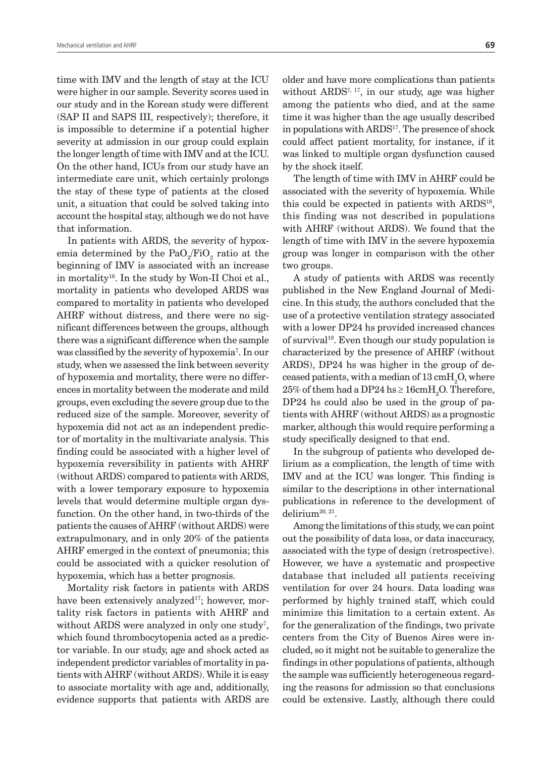time with IMV and the length of stay at the ICU were higher in our sample. Severity scores used in our study and in the Korean study were different (SAP II and SAPS III, respectively); therefore, it is impossible to determine if a potential higher severity at admission in our group could explain the longer length of time with IMV and at the ICU. On the other hand, ICUs from our study have an intermediate care unit, which certainly prolongs the stay of these type of patients at the closed unit, a situation that could be solved taking into account the hospital stay, although we do not have that information.

In patients with ARDS, the severity of hypoxemia determined by the $PaO_2/FiO_2$ ratio at the beginning of IMV is associated with an increase in mortality[16]. In the study by Won-Il Choi et al., mortality in patients who developed ARDS was compared to mortality in patients who developed AHRF without distress, and there were no significant differences between the groups, although there was a significant difference when the sample was classified by the severity of hypoxemia[7]. In our study, when we assessed the link between severity of hypoxemia and mortality, there were no differences in mortality between the moderate and mild groups, even excluding the severe group due to the reduced size of the sample. Moreover, severity of hypoxemia did not act as an independent predictor of mortality in the multivariate analysis. This finding could be associated with a higher level of hypoxemia reversibility in patients with AHRF (without ARDS) compared to patients with ARDS, with a lower temporary exposure to hypoxemia levels that would determine multiple organ dysfunction. On the other hand, in two-thirds of the patients the causes of AHRF (without ARDS) were extrapulmonary, and in only 20% of the patients AHRF emerged in the context of pneumonia; this could be associated with a quicker resolution of hypoxemia, which has a better prognosis.

Mortality risk factors in patients with ARDS have been extensively analyzed[17]; however, mortality risk factors in patients with AHRF and without ARDS were analyzed in only one study[7], which found thrombocytopenia acted as a predictor variable. In our study, age and shock acted as independent predictor variables of mortality in patients with AHRF (without ARDS). While it is easy to associate mortality with age and, additionally, evidence supports that patients with ARDS are older and have more complications than patients without ARDS[7, 17], in our study, age was higher among the patients who died, and at the same time it was higher than the age usually described in populations with ARDS[17]. The presence of shock could affect patient mortality, for instance, if it was linked to multiple organ dysfunction caused by the shock itself.

The length of time with IMV in AHRF could be associated with the severity of hypoxemia. While this could be expected in patients with ARDS[18], this finding was not described in populations with AHRF (without ARDS). We found that the length of time with IMV in the severe hypoxemia group was longer in comparison with the other two groups.

A study of patients with ARDS was recently published in the New England Journal of Medicine. In this study, the authors concluded that the use of a protective ventilation strategy associated with a lower DP24 hs provided increased chances of survival[19]. Even though our study population is characterized by the presence of AHRF (without ARDS), DP24 hs was higher in the group of deceased patients, with a median of 13 $cmH_2O$, where 25% of them had a DP24 hs $\geq$ 16$cmH_2O$. Therefore, DP24 hs could also be used in the group of patients with AHRF (without ARDS) as a prognostic marker, although this would require performing a study specifically designed to that end.

In the subgroup of patients who developed delirium as a complication, the length of time with IMV and at the ICU was longer. This finding is similar to the descriptions in other international publications in reference to the development of delirium[20, 21].

Among the limitations of this study, we can point out the possibility of data loss, or data inaccuracy, associated with the type of design (retrospective). However, we have a systematic and prospective database that included all patients receiving ventilation for over 24 hours. Data loading was performed by highly trained staff, which could minimize this limitation to a certain extent. As for the generalization of the findings, two private centers from the City of Buenos Aires were included, so it might not be suitable to generalize the findings in other populations of patients, although the sample was sufficiently heterogeneous regarding the reasons for admission so that conclusions could be extensive. Lastly, although there could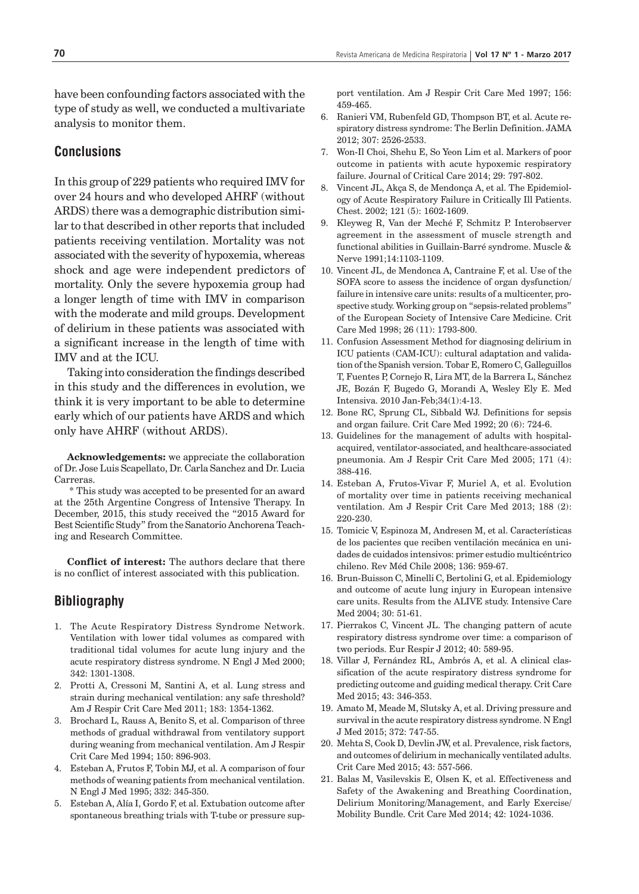have been confounding factors associated with the type of study as well, we conducted a multivariate analysis to monitor them.

## Conclusions

In this group of 229 patients who required IMV for over 24 hours and who developed AHRF (without ARDS) there was a demographic distribution similar to that described in other reports that included patients receiving ventilation. Mortality was not associated with the severity of hypoxemia, whereas shock and age were independent predictors of mortality. Only the severe hypoxemia group had a longer length of time with IMV in comparison with the moderate and mild groups. Development of delirium in these patients was associated with a significant increase in the length of time with IMV and at the ICU.

Taking into consideration the findings described in this study and the differences in evolution, we think it is very important to be able to determine early which of our patients have ARDS and which only have AHRF (without ARDS).

**Acknowledgements:** we appreciate the collaboration of Dr. Jose Luis Scapellato, Dr. Carla Sanchez and Dr. Lucia Carreras.

\* This study was accepted to be presented for an award at the 25th Argentine Congress of Intensive Therapy. In December, 2015, this study received the "2015 Award for Best Scientific Study" from the Sanatorio Anchorena Teaching and Research Committee.

**Conflict of interest:** The authors declare that there is no conflict of interest associated with this publication.

## Bibliography

1. The Acute Respiratory Distress Syndrome Network. Ventilation with lower tidal volumes as compared with traditional tidal volumes for acute lung injury and the acute respiratory distress syndrome. N Engl J Med 2000; 342: 1301-1308.
2. Protti A, Cressoni M, Santini A, et al. Lung stress and strain during mechanical ventilation: any safe threshold? Am J Respir Crit Care Med 2011; 183: 1354-1362.
3. Brochard L, Rauss A, Benito S, et al. Comparison of three methods of gradual withdrawal from ventilatory support during weaning from mechanical ventilation. Am J Respir Crit Care Med 1994; 150: 896-903.
4. Esteban A, Frutos F, Tobin MJ, et al. A comparison of four methods of weaning patients from mechanical ventilation. N Engl J Med 1995; 332: 345-350.
5. Esteban A, Alía I, Gordo F, et al. Extubation outcome after spontaneous breathing trials with T-tube or pressure support ventilation. Am J Respir Crit Care Med 1997; 156: 459-465.
6. Ranieri VM, Rubenfeld GD, Thompson BT, et al. Acute respiratory distress syndrome: The Berlin Definition. JAMA 2012; 307: 2526-2533.
7. Won-Il Choi, Shehu E, So Yeon Lim et al. Markers of poor outcome in patients with acute hypoxemic respiratory failure. Journal of Critical Care 2014; 29: 797-802.
8. Vincent JL, Akça S, de Mendonça A, et al. The Epidemiology of Acute Respiratory Failure in Critically Ill Patients. Chest. 2002; 121 (5): 1602-1609.
9. Kleyweg R, Van der Meché F, Schmitz P. Interobserver agreement in the assessment of muscle strength and functional abilities in Guillain-Barré syndrome. Muscle & Nerve 1991;14:1103-1109.
10. Vincent JL, de Mendonca A, Cantraine F, et al. Use of the SOFA score to assess the incidence of organ dysfunction/failure in intensive care units: results of a multicenter, prospective study. Working group on "sepsis-related problems" of the European Society of Intensive Care Medicine. Crit Care Med 1998; 26 (11): 1793-800.
11. Confusion Assessment Method for diagnosing delirium in ICU patients (CAM-ICU): cultural adaptation and validation of the Spanish version. Tobar E, Romero C, Galleguillos T, Fuentes P, Cornejo R, Lira MT, de la Barrera L, Sánchez JE, Bozán F, Bugedo G, Morandi A, Wesley Ely E. Med Intensiva. 2010 Jan-Feb;34(1):4-13.
12. Bone RC, Sprung CL, Sibbald WJ. Definitions for sepsis and organ failure. Crit Care Med 1992; 20 (6): 724-6.
13. Guidelines for the management of adults with hospital-acquired, ventilator-associated, and healthcare-associated pneumonia. Am J Respir Crit Care Med 2005; 171 (4): 388-416.
14. Esteban A, Frutos-Vivar F, Muriel A, et al. Evolution of mortality over time in patients receiving mechanical ventilation. Am J Respir Crit Care Med 2013; 188 (2): 220-230.
15. Tomicic V, Espinoza M, Andresen M, et al. Características de los pacientes que reciben ventilación mecánica en unidades de cuidados intensivos: primer estudio multicéntrico chileno. Rev Méd Chile 2008; 136: 959-67.
16. Brun-Buisson C, Minelli C, Bertolini G, et al. Epidemiology and outcome of acute lung injury in European intensive care units. Results from the ALIVE study. Intensive Care Med 2004; 30: 51-61.
17. Pierrakos C, Vincent JL. The changing pattern of acute respiratory distress syndrome over time: a comparison of two periods. Eur Respir J 2012; 40: 589-95.
18. Villar J, Fernández RL, Ambrós A, et al. A clinical classification of the acute respiratory distress syndrome for predicting outcome and guiding medical therapy. Crit Care Med 2015; 43: 346-353.
19. Amato M, Meade M, Slutsky A, et al. Driving pressure and survival in the acute respiratory distress syndrome. N Engl J Med 2015; 372: 747-55.
20. Mehta S, Cook D, Devlin JW, et al. Prevalence, risk factors, and outcomes of delirium in mechanically ventilated adults. Crit Care Med 2015; 43: 557-566.
21. Balas M, Vasilevskis E, Olsen K, et al. Effectiveness and Safety of the Awakening and Breathing Coordination, Delirium Monitoring/Management, and Early Exercise/Mobility Bundle. Crit Care Med 2014; 42: 1024-1036.